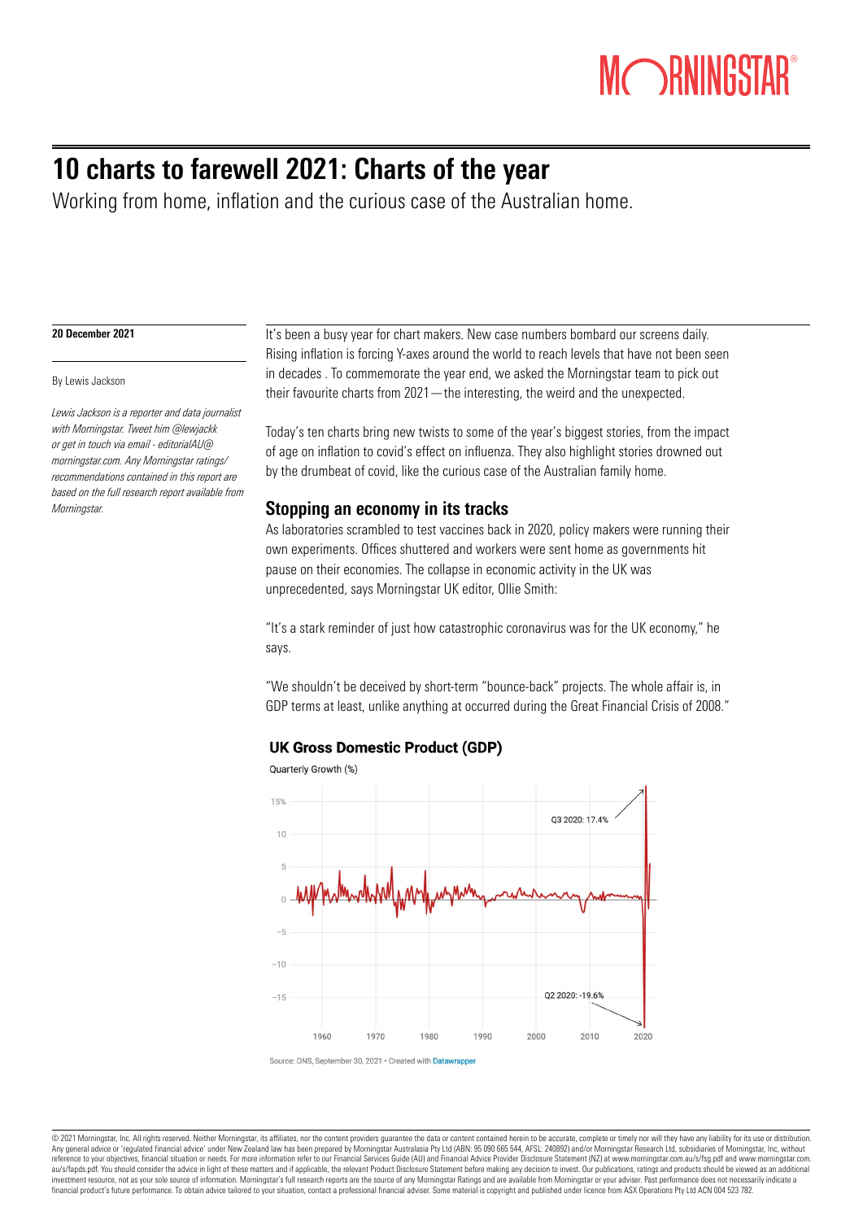# 10 charts to farewell 2021: Charts of the year

Working from home, inflation and the curious case of the Australian home.

**20 December 2021**

By Lewis Jackson

*Lewis Jackson is a reporter and data journalist with Morningstar. Tweet him @lewjackk or get in touch via email - editorialAU@morningstar.com. Any Morningstar ratings/recommendations contained in this report are based on the full research report available from Morningstar.*

It's been a busy year for chart makers. New case numbers bombard our screens daily. Rising inflation is forcing Y-axes around the world to reach levels that have not been seen in decades . To commemorate the year end, we asked the Morningstar team to pick out their favourite charts from 2021—the interesting, the weird and the unexpected.

Today's ten charts bring new twists to some of the year's biggest stories, from the impact of age on inflation to covid's effect on influenza. They also highlight stories drowned out by the drumbeat of covid, like the curious case of the Australian family home.

## Stopping an economy in its tracks

As laboratories scrambled to test vaccines back in 2020, policy makers were running their own experiments. Offices shuttered and workers were sent home as governments hit pause on their economies. The collapse in economic activity in the UK was unprecedented, says Morningstar UK editor, Ollie Smith:

"It's a stark reminder of just how catastrophic coronavirus was for the UK economy," he says.

"We shouldn't be deceived by short-term "bounce-back" projects. The whole affair is, in GDP terms at least, unlike anything at occurred during the Great Financial Crisis of 2008."

**UK Gross Domestic Product (GDP)**

Quarterly Growth (%)

Q3 2020: 17.4%

Q2 2020: -19.6%

Source: ONS, September 30, 2021 • Created with Datawrapper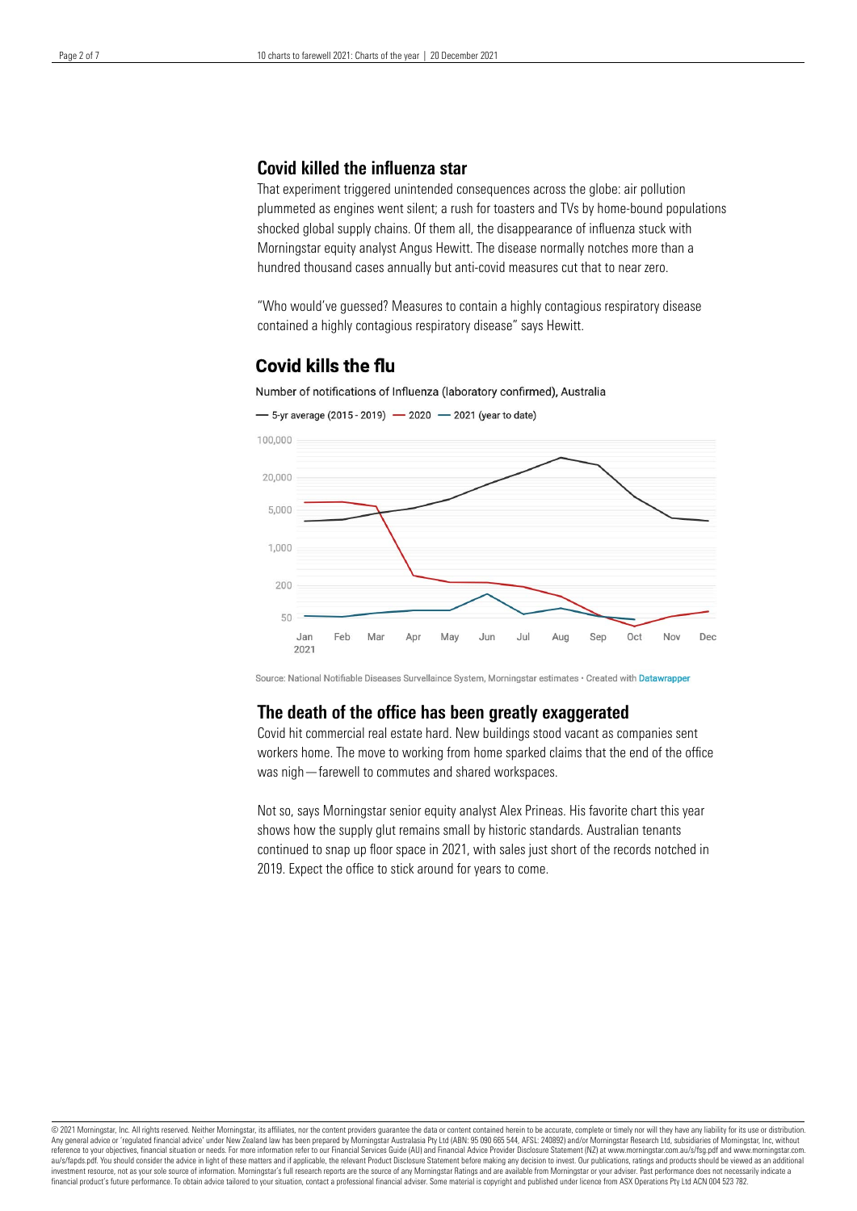## Covid killed the influenza star

That experiment triggered unintended consequences across the globe: air pollution plummeted as engines went silent; a rush for toasters and TVs by home-bound populations shocked global supply chains. Of them all, the disappearance of influenza stuck with Morningstar equity analyst Angus Hewitt. The disease normally notches more than a hundred thousand cases annually but anti-covid measures cut that to near zero.

"Who would've guessed? Measures to contain a highly contagious respiratory disease contained a highly contagious respiratory disease" says Hewitt.

### Covid kills the flu

Number of notifications of Influenza (laboratory confirmed), Australia

— 5-yr average (2015 - 2019) — 2020 — 2021 (year to date)

Source: National Notifiable Diseases Surveillaince System, Morningstar estimates • Created with Datawrapper

## The death of the office has been greatly exaggerated

Covid hit commercial real estate hard. New buildings stood vacant as companies sent workers home. The move to working from home sparked claims that the end of the office was nigh—farewell to commutes and shared workspaces.

Not so, says Morningstar senior equity analyst Alex Prineas. His favorite chart this year shows how the supply glut remains small by historic standards. Australian tenants continued to snap up floor space in 2021, with sales just short of the records notched in 2019. Expect the office to stick around for years to come.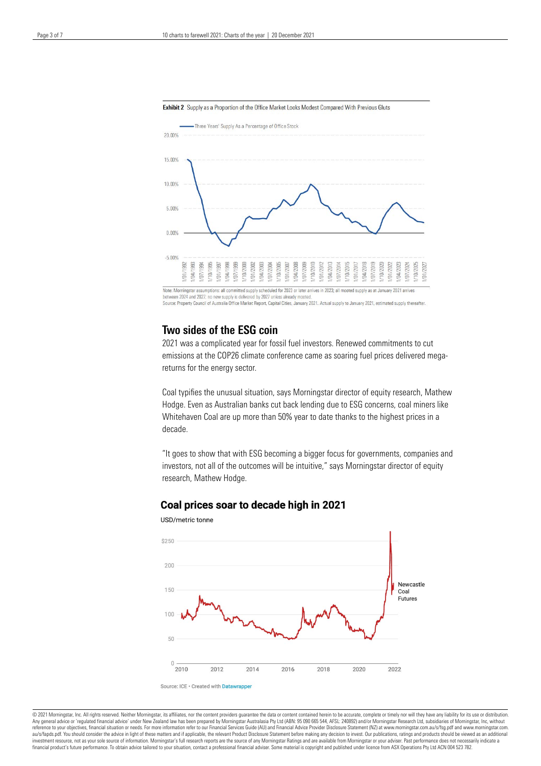**Exhibit 2** Supply as a Proportion of the Office Market Looks Modest Compared With Previous Gluts

Note: Morningstar assumptions: all committed supply scheduled for 2023 or later arrives in 2023; all mooted supply as at January 2021 arrives between 2024 and 2027; no new supply is delivered by 2027 unless already mooted.
Source: Property Council of Australia Office Market Report, Capital Cities, January 2021. Actual supply to January 2021, estimated supply thereafter.

## Two sides of the ESG coin

2021 was a complicated year for fossil fuel investors. Renewed commitments to cut emissions at the COP26 climate conference came as soaring fuel prices delivered mega-returns for the energy sector.

Coal typifies the unusual situation, says Morningstar director of equity research, Mathew Hodge. Even as Australian banks cut back lending due to ESG concerns, coal miners like Whitehaven Coal are up more than 50% year to date thanks to the highest prices in a decade.

"It goes to show that with ESG becoming a bigger focus for governments, companies and investors, not all of the outcomes will be intuitive," says Morningstar director of equity research, Mathew Hodge.

### Coal prices soar to decade high in 2021

USD/metric tonne

Source: ICE • Created with Datawrapper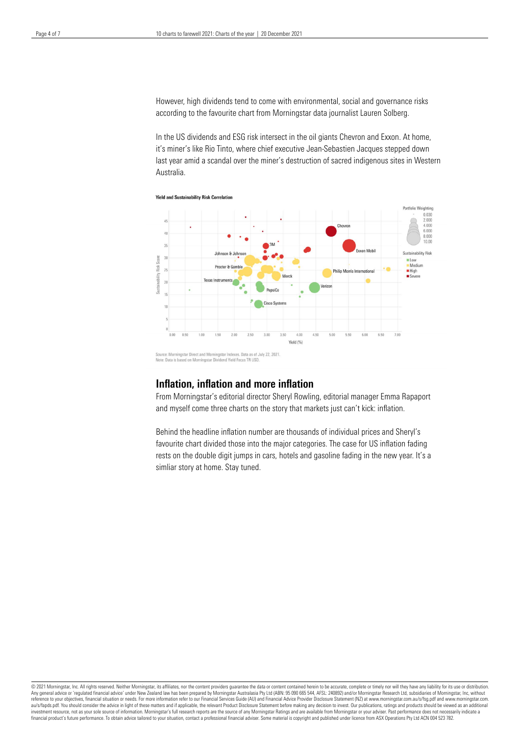However, high dividends tend to come with environmental, social and governance risks according to the favourite chart from Morningstar data journalist Lauren Solberg.

In the US dividends and ESG risk intersect in the oil giants Chevron and Exxon. At home, it's miner's like Rio Tinto, where chief executive Jean-Sebastien Jacques stepped down last year amid a scandal over the miner's destruction of sacred indigenous sites in Western Australia.

**Yield and Sustainability Risk Correlation**

Source: Morningstar Direct and Morningstar Indexes. Data as of July 22, 2021.
Note: Data is based on Morningstar Dividend Yield Focus TR USD.

## Inflation, inflation and more inflation

From Morningstar's editorial director Sheryl Rowling, editorial manager Emma Rapaport and myself come three charts on the story that markets just can't kick: inflation.

Behind the headline inflation number are thousands of individual prices and Sheryl's favourite chart divided those into the major categories. The case for US inflation fading rests on the double digit jumps in cars, hotels and gasoline fading in the new year. It's a simliar story at home. Stay tuned.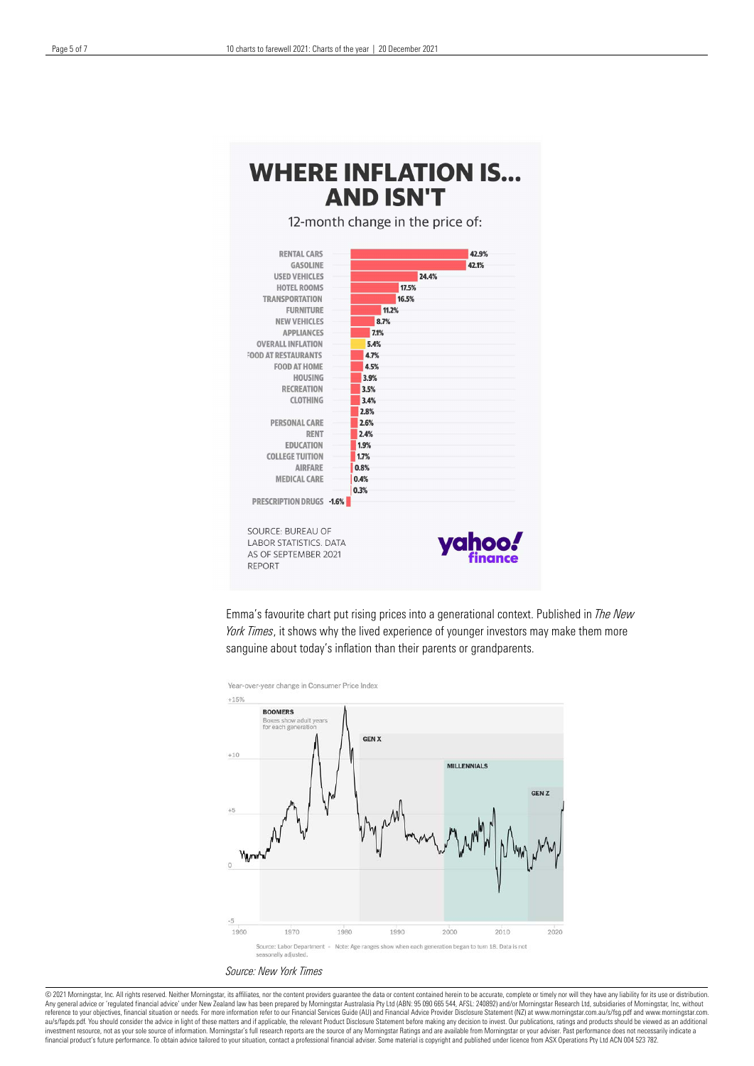## WHERE INFLATION IS... AND ISN'T

12-month change in the price of:

| Category | 12-month change |
| --- | --- |
| RENTAL CARS | 42.9% |
| GASOLINE | 42.1% |
| USED VEHICLES | 24.4% |
| HOTEL ROOMS | 17.5% |
| TRANSPORTATION | 16.5% |
| FURNITURE | 11.2% |
| NEW VEHICLES | 8.7% |
| APPLIANCES | 7.1% |
| OVERALL INFLATION | 5.4% |
| FOOD AT RESTAURANTS | 4.7% |
| FOOD AT HOME | 4.5% |
| HOUSING | 3.9% |
| RECREATION | 3.5% |
| CLOTHING | 3.4% |
| | 2.8% |
| PERSONAL CARE | 2.6% |
| RENT | 2.4% |
| EDUCATION | 1.9% |
| COLLEGE TUITION | 1.7% |
| AIRFARE | 0.8% |
| MEDICAL CARE | 0.4% |
| | 0.3% |
| PRESCRIPTION DRUGS | -1.6% |

SOURCE: BUREAU OF LABOR STATISTICS. DATA AS OF SEPTEMBER 2021 REPORT

yahoo! finance

Emma's favourite chart put rising prices into a generational context. Published in *The New York Times*, it shows why the lived experience of younger investors may make them more sanguine about today's inflation than their parents or grandparents.

Year-over-year change in Consumer Price Index

BOOMERS — Boxes show adult years for each generation

GEN X

MILLENNIALS

GEN Z

Source: Labor Department • Note: Age ranges show when each generation began to turn 18. Data is not seasonally adjusted.

*Source: New York Times*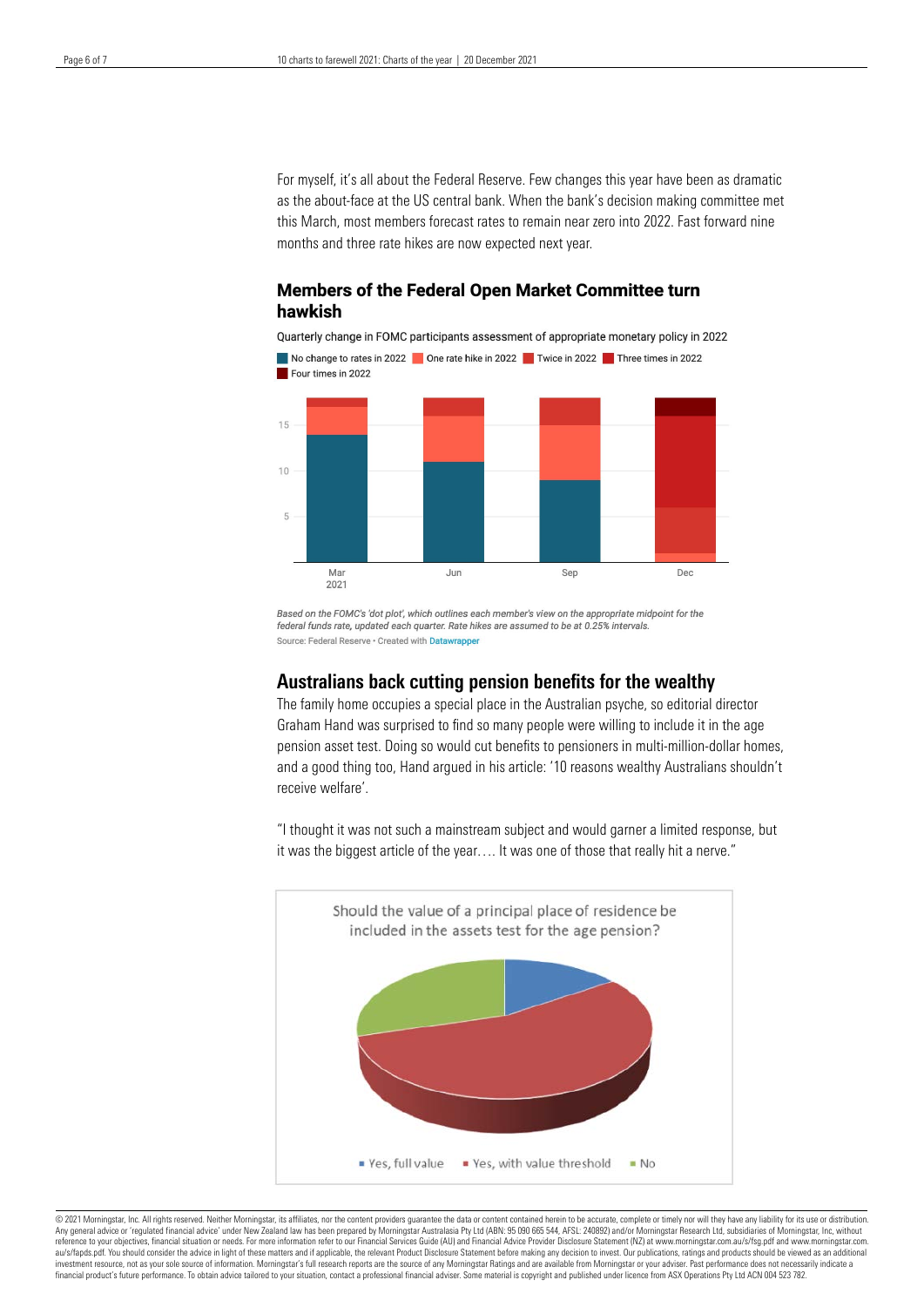For myself, it's all about the Federal Reserve. Few changes this year have been as dramatic as the about-face at the US central bank. When the bank's decision making committee met this March, most members forecast rates to remain near zero into 2022. Fast forward nine months and three rate hikes are now expected next year.

## Members of the Federal Open Market Committee turn hawkish

Quarterly change in FOMC participants assessment of appropriate monetary policy in 2022

No change to rates in 2022 | One rate hike in 2022 | Twice in 2022 | Three times in 2022 | Four times in 2022

*Based on the FOMC's 'dot plot', which outlines each member's view on the appropriate midpoint for the federal funds rate, updated each quarter. Rate hikes are assumed to be at 0.25% intervals.*

Source: Federal Reserve • Created with Datawrapper

## Australians back cutting pension benefits for the wealthy

The family home occupies a special place in the Australian psyche, so editorial director Graham Hand was surprised to find so many people were willing to include it in the age pension asset test. Doing so would cut benefits to pensioners in multi-million-dollar homes, and a good thing too, Hand argued in his article: '10 reasons wealthy Australians shouldn't receive welfare'.

"I thought it was not such a mainstream subject and would garner a limited response, but it was the biggest article of the year…. It was one of those that really hit a nerve."

Should the value of a principal place of residence be included in the assets test for the age pension?

Yes, full value | Yes, with value threshold | No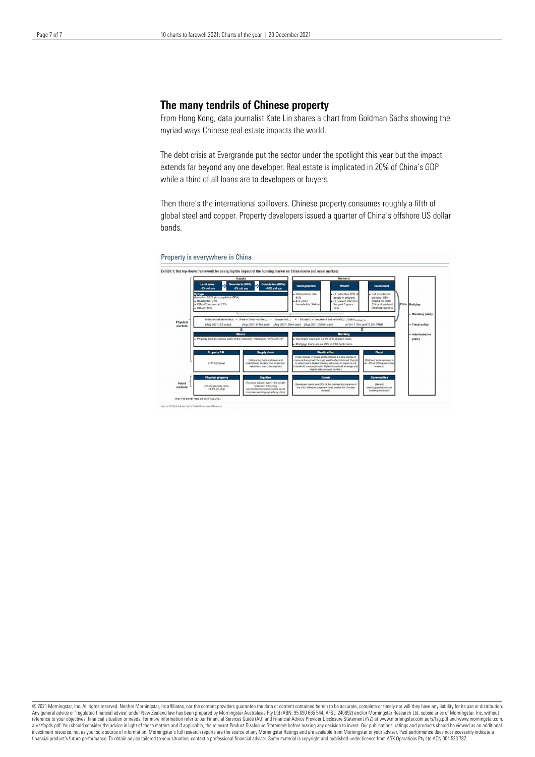## The many tendrils of Chinese property

From Hong Kong, data journalist Kate Lin shares a chart from Goldman Sachs showing the myriad ways Chinese real estate impacts the world.

The debt crisis at Evergrande put the sector under the spotlight this year but the impact extends far beyond any one developer. Real estate is implicated in 20% of China's GDP while a third of all loans are to developers or buyers.

Then there's the international spillovers. Chinese property consumes roughly a fifth of global steel and copper. Property developers issued a quarter of China's offshore US dollar bonds.

Property is everywhere in China

Exhibit 1: Our top-down framework for analyzing the impact of the housing market on China macro and asset markets

Supply

Land sales: -3% ytd yoy

New starts (GFA): -3% ytd yoy

Completion (GFA): +26% ytd yoy

By type (based on 2021 ytd completion GFA)

- Residential: 72%
- Office/Commercial: 12%
- Others: 15%

Demand

Demographics

- Urbanization rate: 64%
- # of urban households: 344mn

Wealth

- HH allocates 62% of assets in property
- HH assets CAGR in the past 5 years: 13%

Investment

- Est. investment demand: 58% (based on 2018 China Household Financial Survey)

Price

Policies:

- Monetary policy
- Fiscal policy
- Administrative policy

Physical markets

$Residential\ Inventory_t = (Under\ Construction_{t-1} - Completed_{t-1}) + Vacant\ (i.e.\ completed\ but\ not\ sold)_t\ /\ Sales_{trailing\ 12m}$

(Aug 2021: 3.0 years) (Aug 2021: 6.4bn sqm) (Aug 2021: 35mn sqm) (Aug 2021: 226mn sqm) (ll12m: 1.7bn sqm/17.6tn RMB)

Macro

- Property links to various parts of the economy, relating to ~20% of GDP

Banking

- Developer loans are as 6% of total bank loans
- Mortgage loans are as 20% of total bank loans

Property FAI: (+11% ytd yoy)

Supply chain: (Influencing both upstream and downstream sectors, incl. materials, industrials, and consumption)

Wealth effect: (10pp change in house prices implies a 0.8pp change in consumption growth through wealth effect channel, though in recent years higher housing prices could squeeze out household consumption for higher household leverage and higher debt services burden)

Fiscal: (Net land sales revenue is as ~6% of total government revenue)

Asset markets

Physical property: (70-city property price: +4.4% ytd avg)

Equities: (Earnings impact: every 10% growth slowdown in housing construction/completion/sales could compress earnings growth by ~2pp)

Bonds: (Developer bonds are 22% of the outstanding balance of the USD offshore corporate bond market for Chinese issuers)

Commodities: (Benefit steel/copper/aluminum/ building materials)

Note: Ytd growth rates are as of Aug 2021.

Source: CEIC, Goldman Sachs Global Investment Research

© 2021 Morningstar, Inc. All rights reserved. Neither Morningstar, its affiliates, nor the content providers guarantee the data or content contained herein to be accurate, complete or timely nor will they have any liability for its use or distribution. Any general advice or 'regulated financial advice' under New Zealand law has been prepared by Morningstar Australasia Pty Ltd (ABN: 95 090 665 544, AFSL: 240892) and/or Morningstar Research Ltd, subsidiaries of Morningstar, Inc, without reference to your objectives, financial situation or needs. For more information refer to our Financial Services Guide (AU) and Financial Advice Provider Disclosure Statement (NZ) at www.morningstar.com.au/s/fsg.pdf and www.morningstar.com.au/s/fapds.pdf. You should consider the advice in light of these matters and if applicable, the relevant Product Disclosure Statement before making any decision to invest. Our publications, ratings and products should be viewed as an additional investment resource, not as your sole source of information. Morningstar's full research reports are the source of any Morningstar Ratings and are available from Morningstar or your adviser. Past performance does not necessarily indicate a financial product's future performance. To obtain advice tailored to your situation, contact a professional financial adviser. Some material is copyright and published under licence from ASX Operations Pty Ltd ACN 004 523 782.